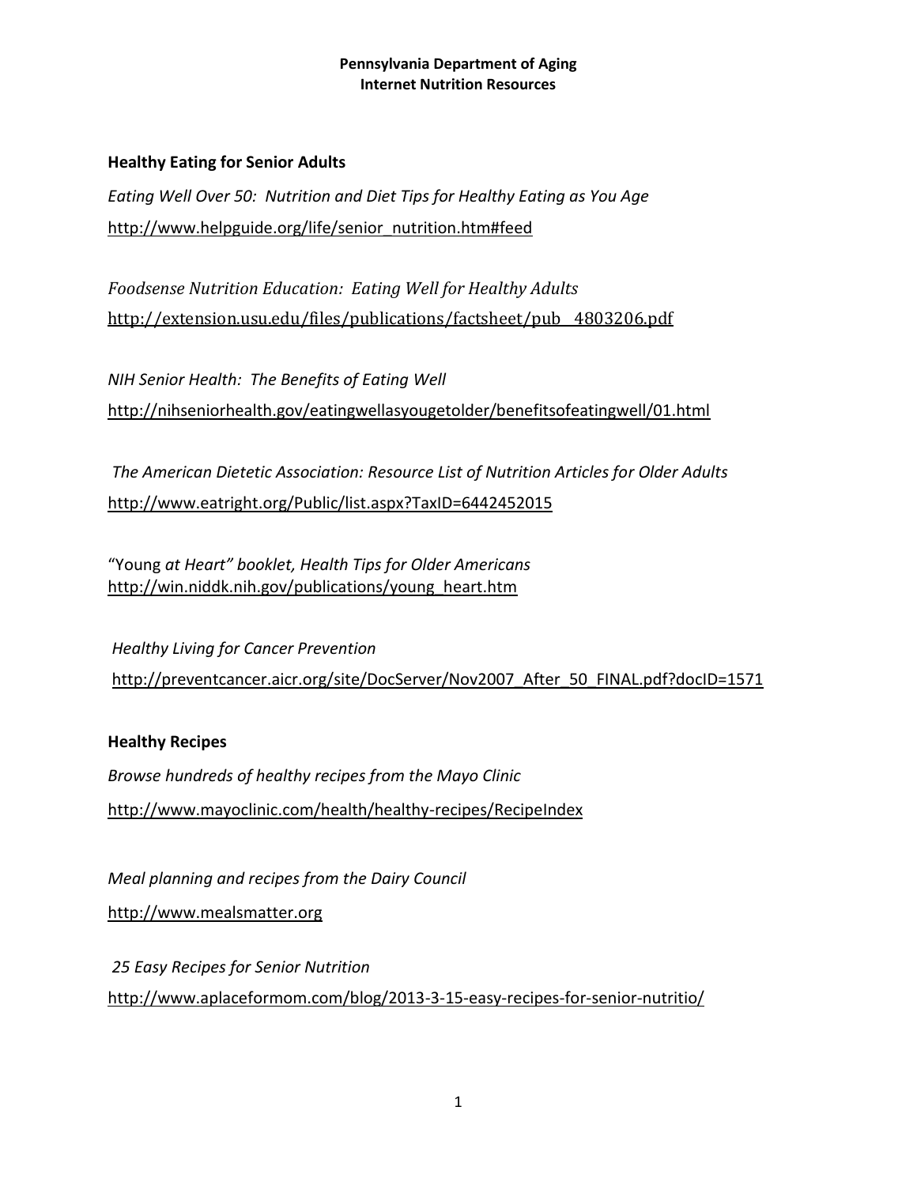**Pennsylvania Department of Aging**
**Internet Nutrition Resources**

## Healthy Eating for Senior Adults

*Eating Well Over 50: Nutrition and Diet Tips for Healthy Eating as You Age*
http://www.helpguide.org/life/senior_nutrition.htm#feed

*Foodsense Nutrition Education: Eating Well for Healthy Adults*
http://extension.usu.edu/files/publications/factsheet/pub__4803206.pdf

*NIH Senior Health: The Benefits of Eating Well*
http://nihseniorhealth.gov/eatingwellasyougetolder/benefitsofeatingwell/01.html

*The American Dietetic Association: Resource List of Nutrition Articles for Older Adults*
http://www.eatright.org/Public/list.aspx?TaxID=6442452015

"Young *at Heart" booklet, Health Tips for Older Americans*
http://win.niddk.nih.gov/publications/young_heart.htm

*Healthy Living for Cancer Prevention*
http://preventcancer.aicr.org/site/DocServer/Nov2007_After_50_FINAL.pdf?docID=1571

## Healthy Recipes

*Browse hundreds of healthy recipes from the Mayo Clinic*
http://www.mayoclinic.com/health/healthy-recipes/RecipeIndex

*Meal planning and recipes from the Dairy Council*
http://www.mealsmatter.org

*25 Easy Recipes for Senior Nutrition*
http://www.aplaceformom.com/blog/2013-3-15-easy-recipes-for-senior-nutritio/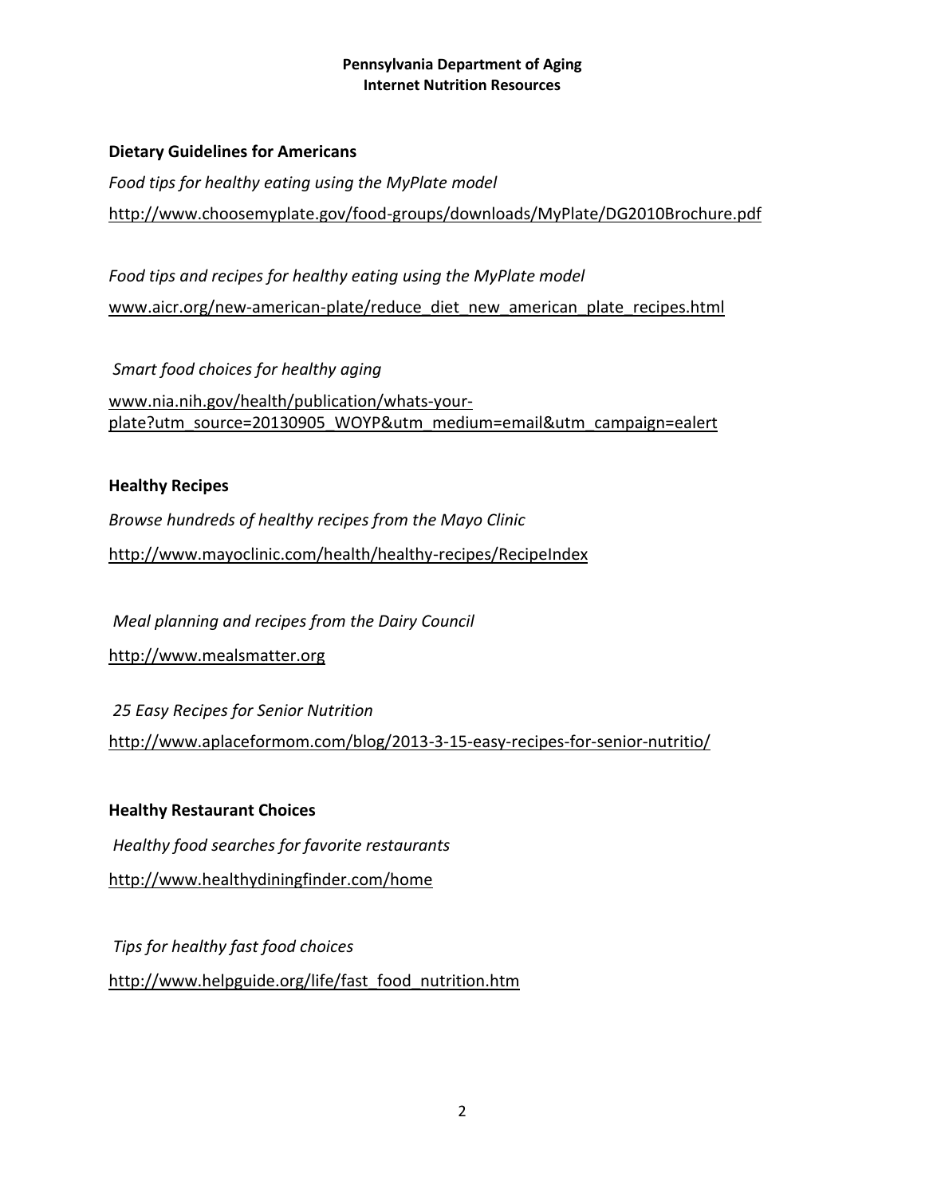**Pennsylvania Department of Aging**
**Internet Nutrition Resources**

## Dietary Guidelines for Americans

*Food tips for healthy eating using the MyPlate model*

http://www.choosemyplate.gov/food-groups/downloads/MyPlate/DG2010Brochure.pdf

*Food tips and recipes for healthy eating using the MyPlate model*

www.aicr.org/new-american-plate/reduce_diet_new_american_plate_recipes.html

*Smart food choices for healthy aging*

www.nia.nih.gov/health/publication/whats-your-plate?utm_source=20130905_WOYP&utm_medium=email&utm_campaign=ealert

## Healthy Recipes

*Browse hundreds of healthy recipes from the Mayo Clinic*

http://www.mayoclinic.com/health/healthy-recipes/RecipeIndex

*Meal planning and recipes from the Dairy Council*

http://www.mealsmatter.org

*25 Easy Recipes for Senior Nutrition*

http://www.aplaceformom.com/blog/2013-3-15-easy-recipes-for-senior-nutritio/

## Healthy Restaurant Choices

*Healthy food searches for favorite restaurants*

http://www.healthydiningfinder.com/home

*Tips for healthy fast food choices*

http://www.helpguide.org/life/fast_food_nutrition.htm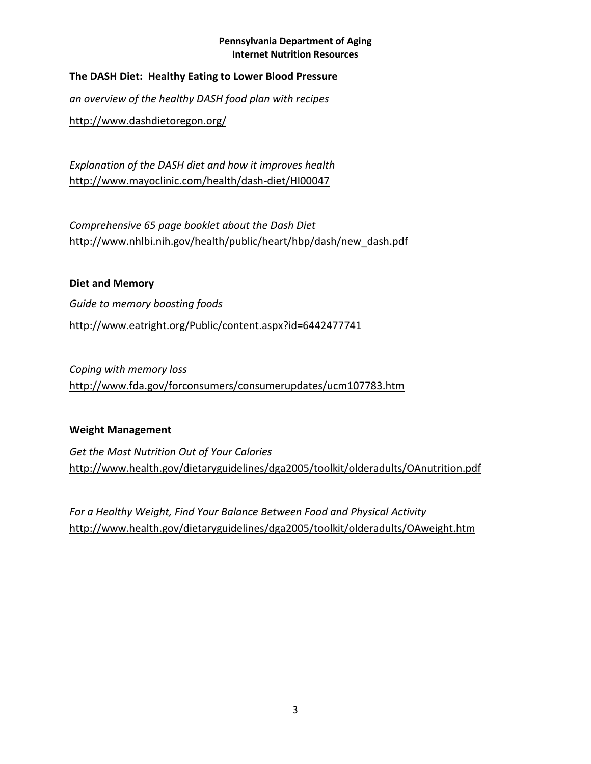**Pennsylvania Department of Aging**
**Internet Nutrition Resources**

## The DASH Diet: Healthy Eating to Lower Blood Pressure

*an overview of the healthy DASH food plan with recipes*

http://www.dashdietoregon.org/

*Explanation of the DASH diet and how it improves health*
http://www.mayoclinic.com/health/dash-diet/HI00047

*Comprehensive 65 page booklet about the Dash Diet*
http://www.nhlbi.nih.gov/health/public/heart/hbp/dash/new_dash.pdf

## Diet and Memory

*Guide to memory boosting foods*

http://www.eatright.org/Public/content.aspx?id=6442477741

*Coping with memory loss*
http://www.fda.gov/forconsumers/consumerupdates/ucm107783.htm

## Weight Management

*Get the Most Nutrition Out of Your Calories*
http://www.health.gov/dietaryguidelines/dga2005/toolkit/olderadults/OAnutrition.pdf

*For a Healthy Weight, Find Your Balance Between Food and Physical Activity*
http://www.health.gov/dietaryguidelines/dga2005/toolkit/olderadults/OAweight.htm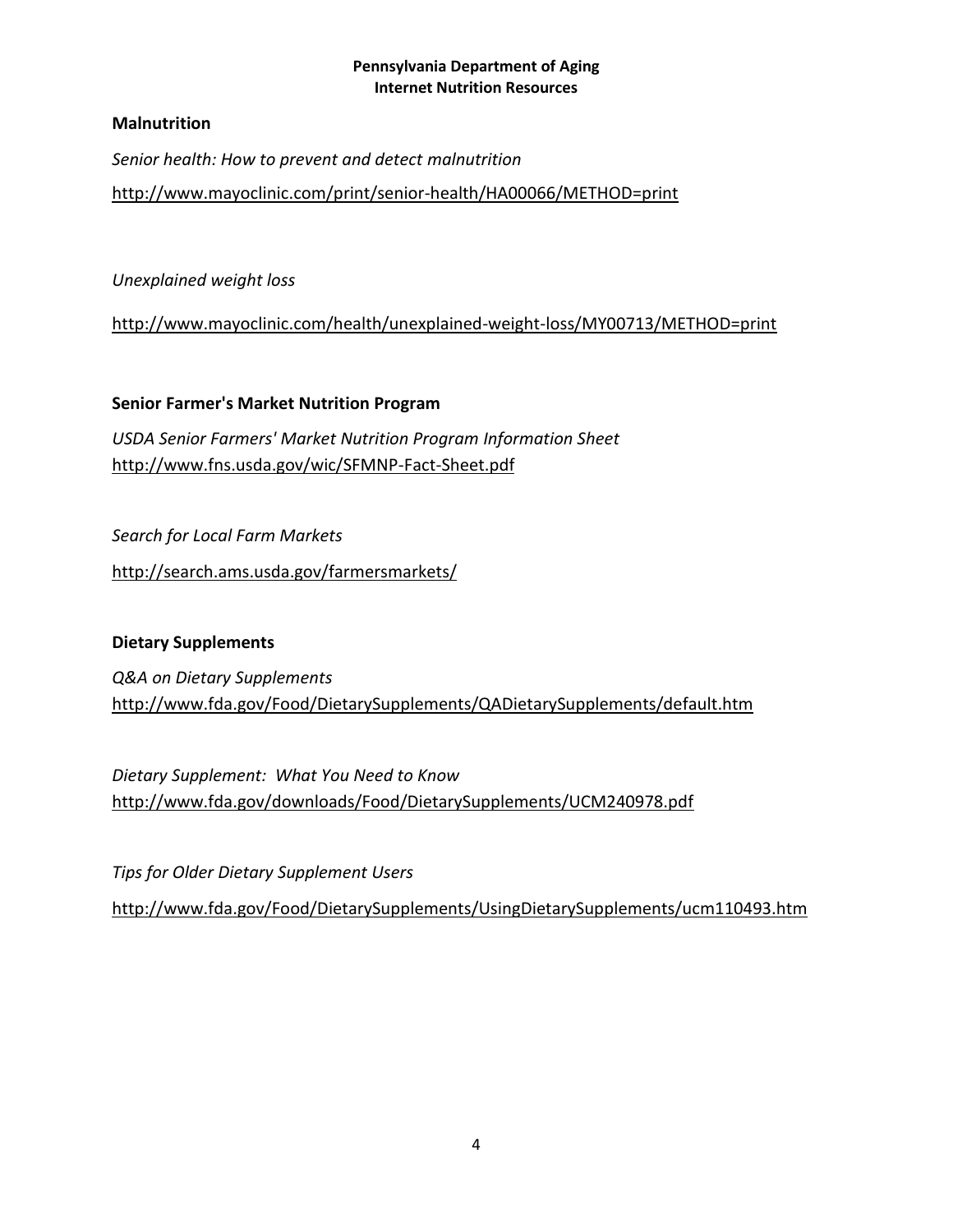**Pennsylvania Department of Aging**
**Internet Nutrition Resources**

## Malnutrition

*Senior health: How to prevent and detect malnutrition*

http://www.mayoclinic.com/print/senior-health/HA00066/METHOD=print

*Unexplained weight loss*

http://www.mayoclinic.com/health/unexplained-weight-loss/MY00713/METHOD=print

## Senior Farmer's Market Nutrition Program

*USDA Senior Farmers' Market Nutrition Program Information Sheet*
http://www.fns.usda.gov/wic/SFMNP-Fact-Sheet.pdf

*Search for Local Farm Markets*

http://search.ams.usda.gov/farmersmarkets/

## Dietary Supplements

*Q&A on Dietary Supplements*
http://www.fda.gov/Food/DietarySupplements/QADietarySupplements/default.htm

*Dietary Supplement: What You Need to Know*
http://www.fda.gov/downloads/Food/DietarySupplements/UCM240978.pdf

*Tips for Older Dietary Supplement Users*

http://www.fda.gov/Food/DietarySupplements/UsingDietarySupplements/ucm110493.htm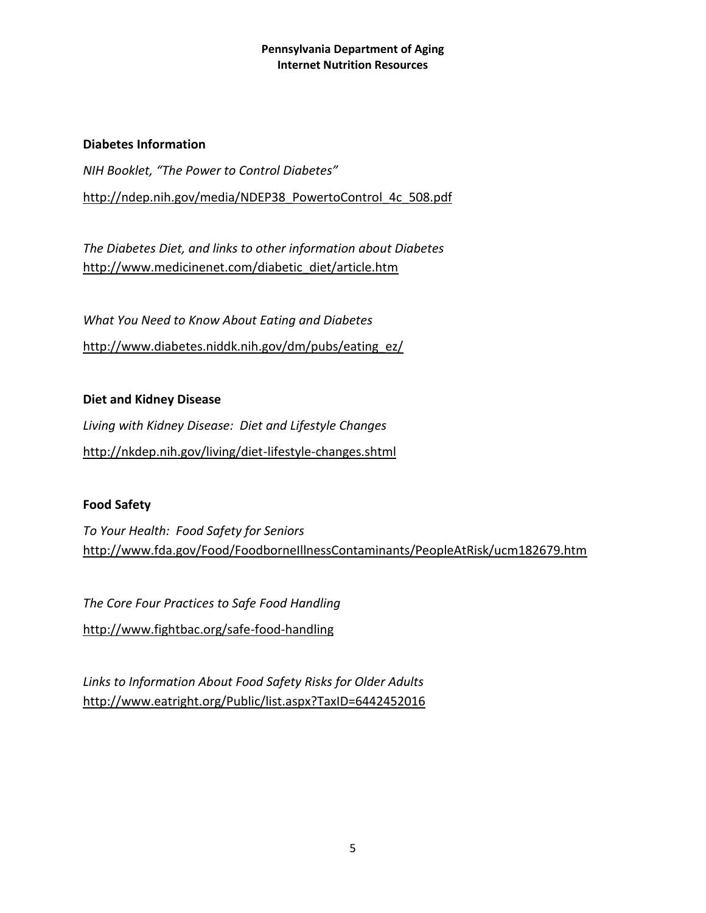**Pennsylvania Department of Aging**
**Internet Nutrition Resources**

## Diabetes Information

*NIH Booklet, "The Power to Control Diabetes"*

http://ndep.nih.gov/media/NDEP38_PowertoControl_4c_508.pdf

*The Diabetes Diet, and links to other information about Diabetes*
http://www.medicinenet.com/diabetic_diet/article.htm

*What You Need to Know About Eating and Diabetes*

http://www.diabetes.niddk.nih.gov/dm/pubs/eating_ez/

## Diet and Kidney Disease

*Living with Kidney Disease: Diet and Lifestyle Changes*

http://nkdep.nih.gov/living/diet-lifestyle-changes.shtml

## Food Safety

*To Your Health: Food Safety for Seniors*
http://www.fda.gov/Food/FoodborneIllnessContaminants/PeopleAtRisk/ucm182679.htm

*The Core Four Practices to Safe Food Handling*

http://www.fightbac.org/safe-food-handling

*Links to Information About Food Safety Risks for Older Adults*
http://www.eatright.org/Public/list.aspx?TaxID=6442452016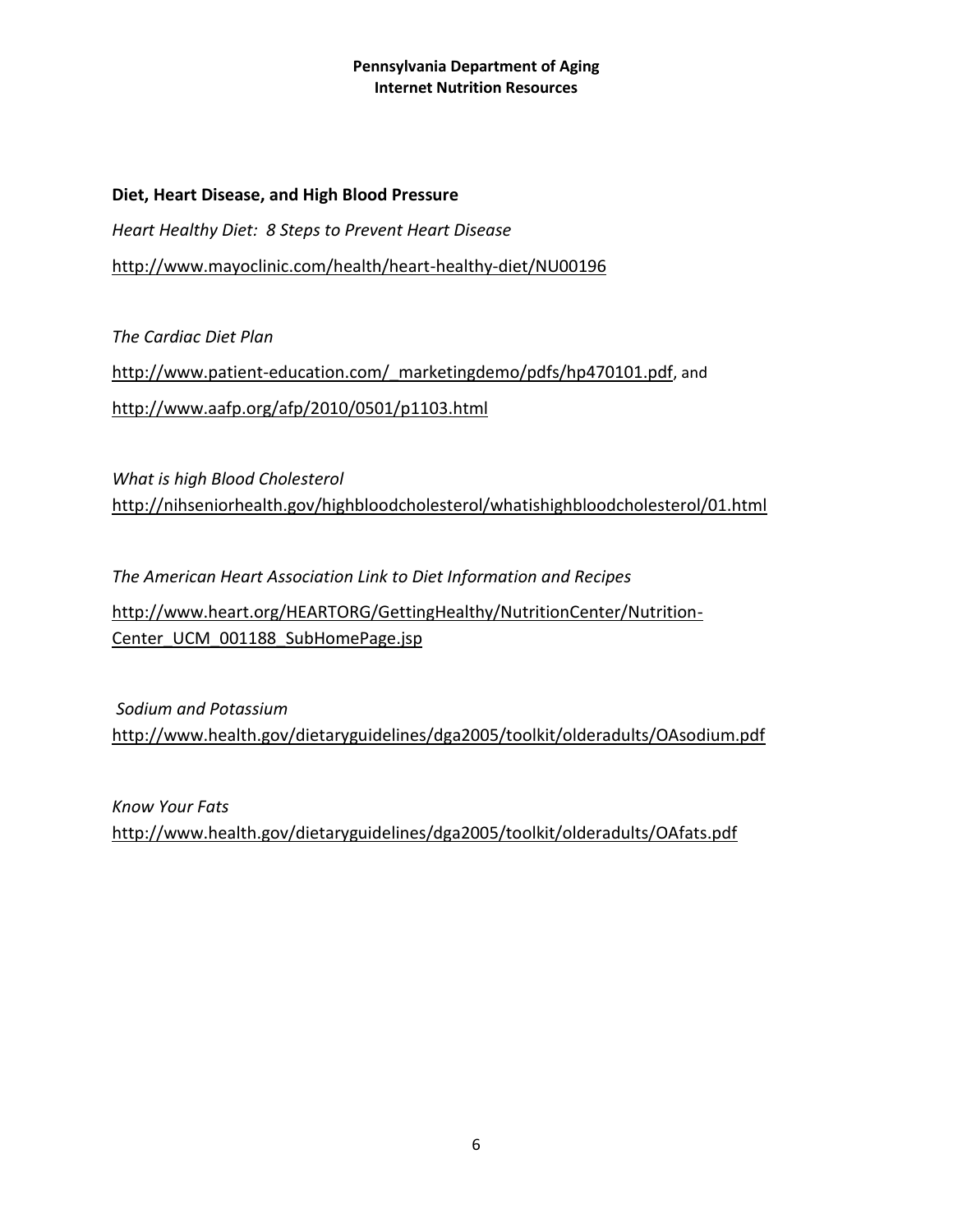**Diet, Heart Disease, and High Blood Pressure**

*Heart Healthy Diet: 8 Steps to Prevent Heart Disease*

http://www.mayoclinic.com/health/heart-healthy-diet/NU00196

*The Cardiac Diet Plan*

http://www.patient-education.com/_marketingdemo/pdfs/hp470101.pdf, and

http://www.aafp.org/afp/2010/0501/p1103.html

*What is high Blood Cholesterol*

http://nihseniorhealth.gov/highbloodcholesterol/whatishighbloodcholesterol/01.html

*The American Heart Association Link to Diet Information and Recipes*

http://www.heart.org/HEARTORG/GettingHealthy/NutritionCenter/Nutrition-Center_UCM_001188_SubHomePage.jsp

*Sodium and Potassium*

http://www.health.gov/dietaryguidelines/dga2005/toolkit/olderadults/OAsodium.pdf

*Know Your Fats*

http://www.health.gov/dietaryguidelines/dga2005/toolkit/olderadults/OAfats.pdf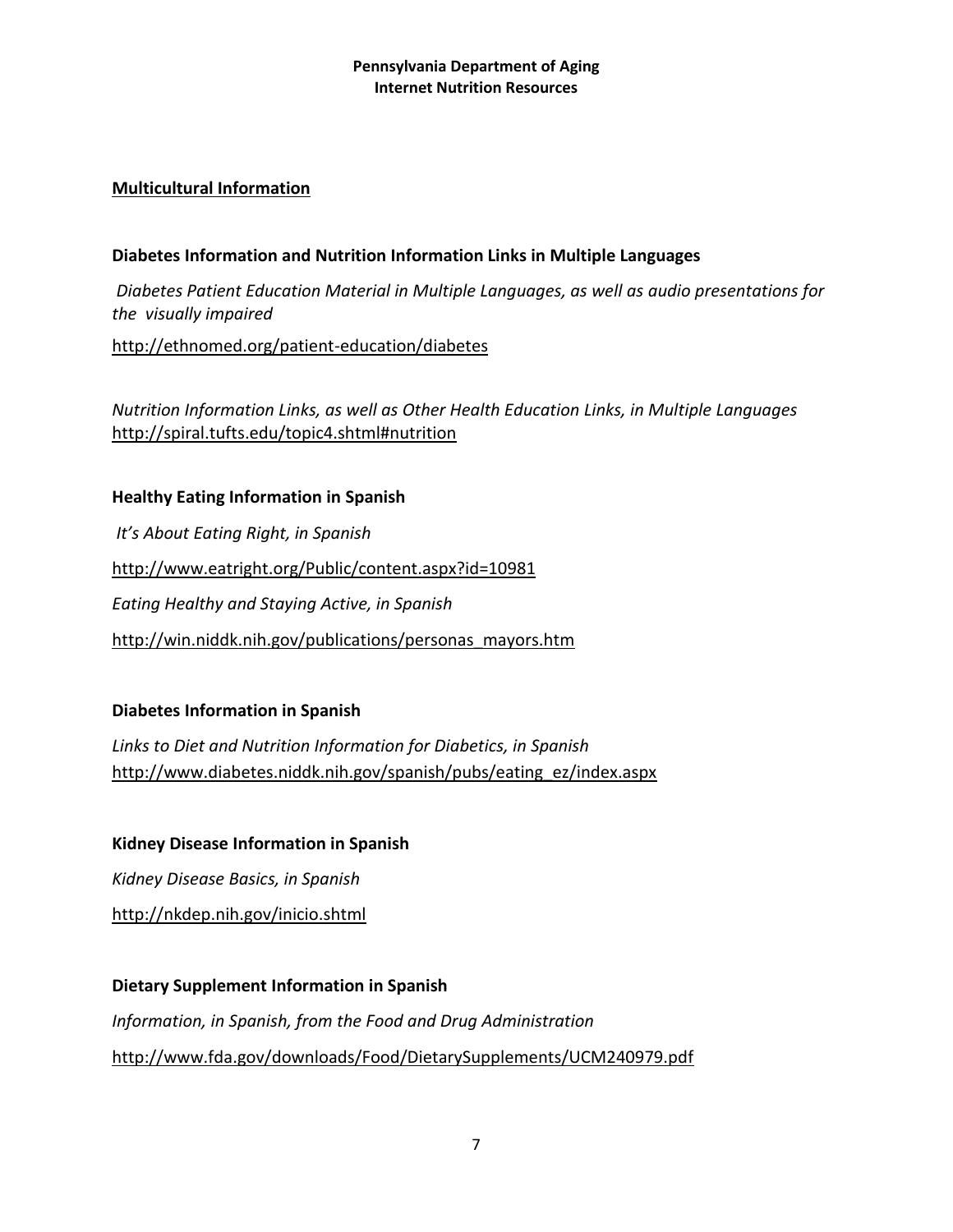**Multicultural Information**

**Diabetes Information and Nutrition Information Links in Multiple Languages**

*Diabetes Patient Education Material in Multiple Languages, as well as audio presentations for the visually impaired*

http://ethnomed.org/patient-education/diabetes

*Nutrition Information Links, as well as Other Health Education Links, in Multiple Languages*
http://spiral.tufts.edu/topic4.shtml#nutrition

**Healthy Eating Information in Spanish**

*It's About Eating Right, in Spanish*

http://www.eatright.org/Public/content.aspx?id=10981

*Eating Healthy and Staying Active, in Spanish*

http://win.niddk.nih.gov/publications/personas_mayors.htm

**Diabetes Information in Spanish**

*Links to Diet and Nutrition Information for Diabetics, in Spanish*
http://www.diabetes.niddk.nih.gov/spanish/pubs/eating_ez/index.aspx

**Kidney Disease Information in Spanish**

*Kidney Disease Basics, in Spanish*

http://nkdep.nih.gov/inicio.shtml

**Dietary Supplement Information in Spanish**

*Information, in Spanish, from the Food and Drug Administration*

http://www.fda.gov/downloads/Food/DietarySupplements/UCM240979.pdf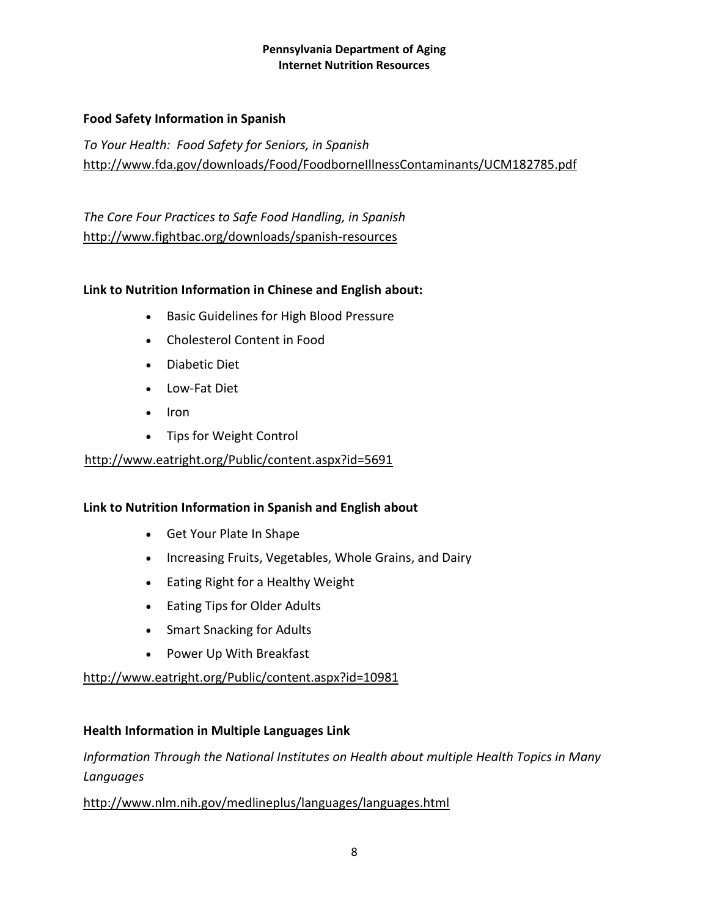## Food Safety Information in Spanish

*To Your Health: Food Safety for Seniors, in Spanish*
http://www.fda.gov/downloads/Food/FoodborneIllnessContaminants/UCM182785.pdf

*The Core Four Practices to Safe Food Handling, in Spanish*
http://www.fightbac.org/downloads/spanish-resources

## Link to Nutrition Information in Chinese and English about:

- Basic Guidelines for High Blood Pressure
- Cholesterol Content in Food
- Diabetic Diet
- Low-Fat Diet
- Iron
- Tips for Weight Control

http://www.eatright.org/Public/content.aspx?id=5691

## Link to Nutrition Information in Spanish and English about

- Get Your Plate In Shape
- Increasing Fruits, Vegetables, Whole Grains, and Dairy
- Eating Right for a Healthy Weight
- Eating Tips for Older Adults
- Smart Snacking for Adults
- Power Up With Breakfast

http://www.eatright.org/Public/content.aspx?id=10981

## Health Information in Multiple Languages Link

*Information Through the National Institutes on Health about multiple Health Topics in Many Languages*

http://www.nlm.nih.gov/medlineplus/languages/languages.html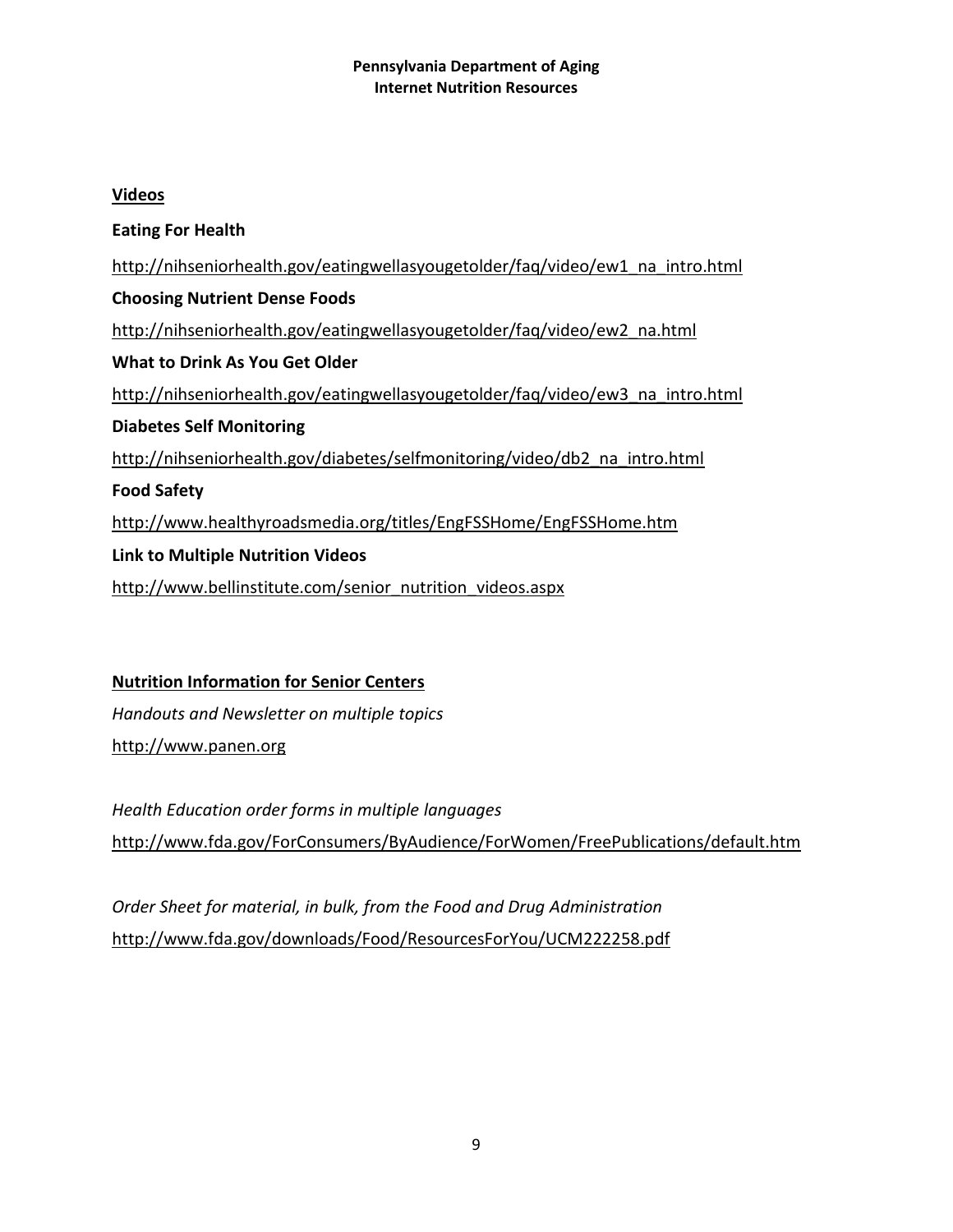**Videos**

**Eating For Health**

http://nihseniorhealth.gov/eatingwellasyougetolder/faq/video/ew1_na_intro.html

**Choosing Nutrient Dense Foods**

http://nihseniorhealth.gov/eatingwellasyougetolder/faq/video/ew2_na.html

**What to Drink As You Get Older**

http://nihseniorhealth.gov/eatingwellasyougetolder/faq/video/ew3_na_intro.html

**Diabetes Self Monitoring**

http://nihseniorhealth.gov/diabetes/selfmonitoring/video/db2_na_intro.html

**Food Safety**

http://www.healthyroadsmedia.org/titles/EngFSSHome/EngFSSHome.htm

**Link to Multiple Nutrition Videos**

http://www.bellinstitute.com/senior_nutrition_videos.aspx

**Nutrition Information for Senior Centers**

*Handouts and Newsletter on multiple topics*

http://www.panen.org

*Health Education order forms in multiple languages*

http://www.fda.gov/ForConsumers/ByAudience/ForWomen/FreePublications/default.htm

*Order Sheet for material, in bulk, from the Food and Drug Administration*

http://www.fda.gov/downloads/Food/ResourcesForYou/UCM222258.pdf